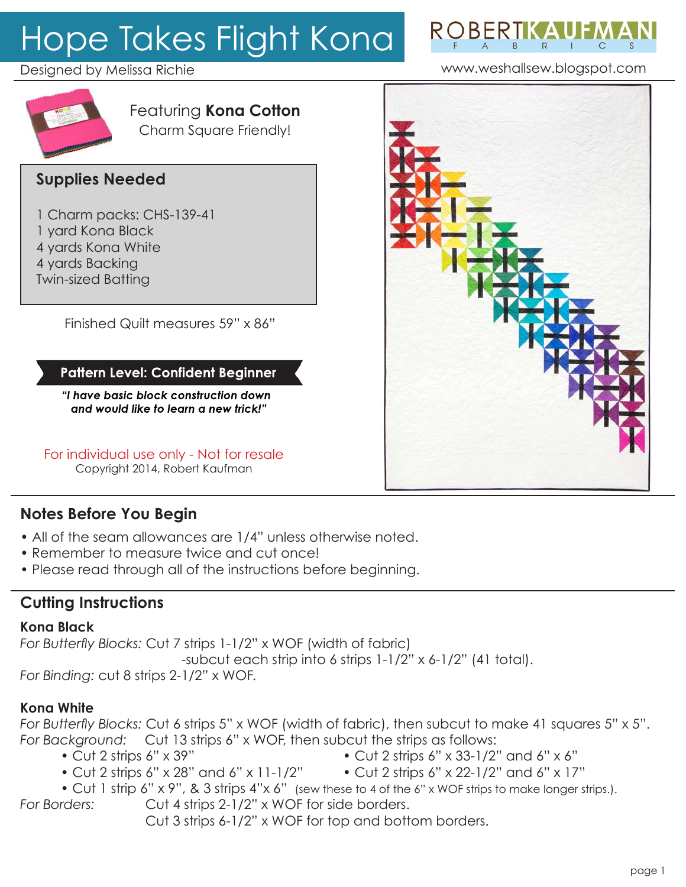# Hope Takes Flight Kona

Designed by Melissa Richie

ROBERT KAUFMAN FABRICS

www.weshallsew.blogspot.com

Featuring **Kona Cotton**
Charm Square Friendly!

## Supplies Needed

1 Charm packs: CHS-139-41
1 yard Kona Black
4 yards Kona White
4 yards Backing
Twin-sized Batting

Finished Quilt measures 59" x 86"

**Pattern Level: Confident Beginner**

***"I have basic block construction down and would like to learn a new trick!"***

For individual use only - Not for resale
Copyright 2014, Robert Kaufman

## Notes Before You Begin

- All of the seam allowances are 1/4" unless otherwise noted.
- Remember to measure twice and cut once!
- Please read through all of the instructions before beginning.

## Cutting Instructions

### Kona Black

*For Butterfly Blocks:* Cut 7 strips 1-1/2" x WOF (width of fabric)
-subcut each strip into 6 strips 1-1/2" x 6-1/2" (41 total).
*For Binding:* cut 8 strips 2-1/2" x WOF.

### Kona White

*For Butterfly Blocks:* Cut 6 strips 5" x WOF (width of fabric), then subcut to make 41 squares 5" x 5".
*For Background:* Cut 13 strips 6" x WOF, then subcut the strips as follows:

- Cut 2 strips 6" x 39"
- Cut 2 strips 6" x 28" and 6" x 11-1/2"
- Cut 2 strips 6" x 33-1/2" and 6" x 6"
- Cut 2 strips 6" x 22-1/2" and 6" x 17"
- Cut 1 strip 6" x 9", & 3 strips 4"x 6" (sew these to 4 of the 6" x WOF strips to make longer strips.).

*For Borders:* Cut 4 strips 2-1/2" x WOF for side borders.
Cut 3 strips 6-1/2" x WOF for top and bottom borders.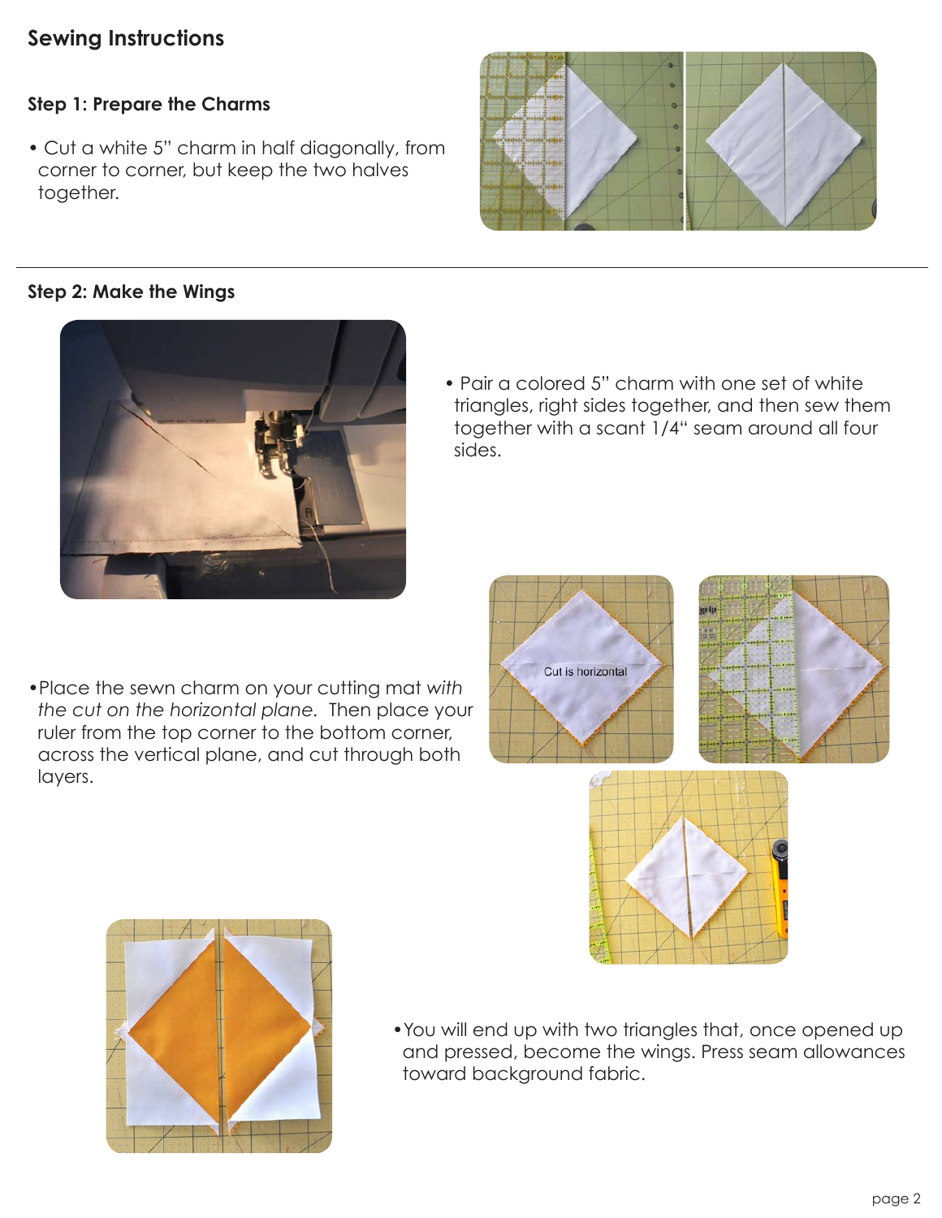## Sewing Instructions

### Step 1: Prepare the Charms

- Cut a white 5" charm in half diagonally, from corner to corner, but keep the two halves together.

### Step 2: Make the Wings

- Pair a colored 5" charm with one set of white triangles, right sides together, and then sew them together with a scant 1/4" seam around all four sides.

- Place the sewn charm on your cutting mat *with the cut on the horizontal plane*. Then place your ruler from the top corner to the bottom corner, across the vertical plane, and cut through both layers.

- You will end up with two triangles that, once opened up and pressed, become the wings. Press seam allowances toward background fabric.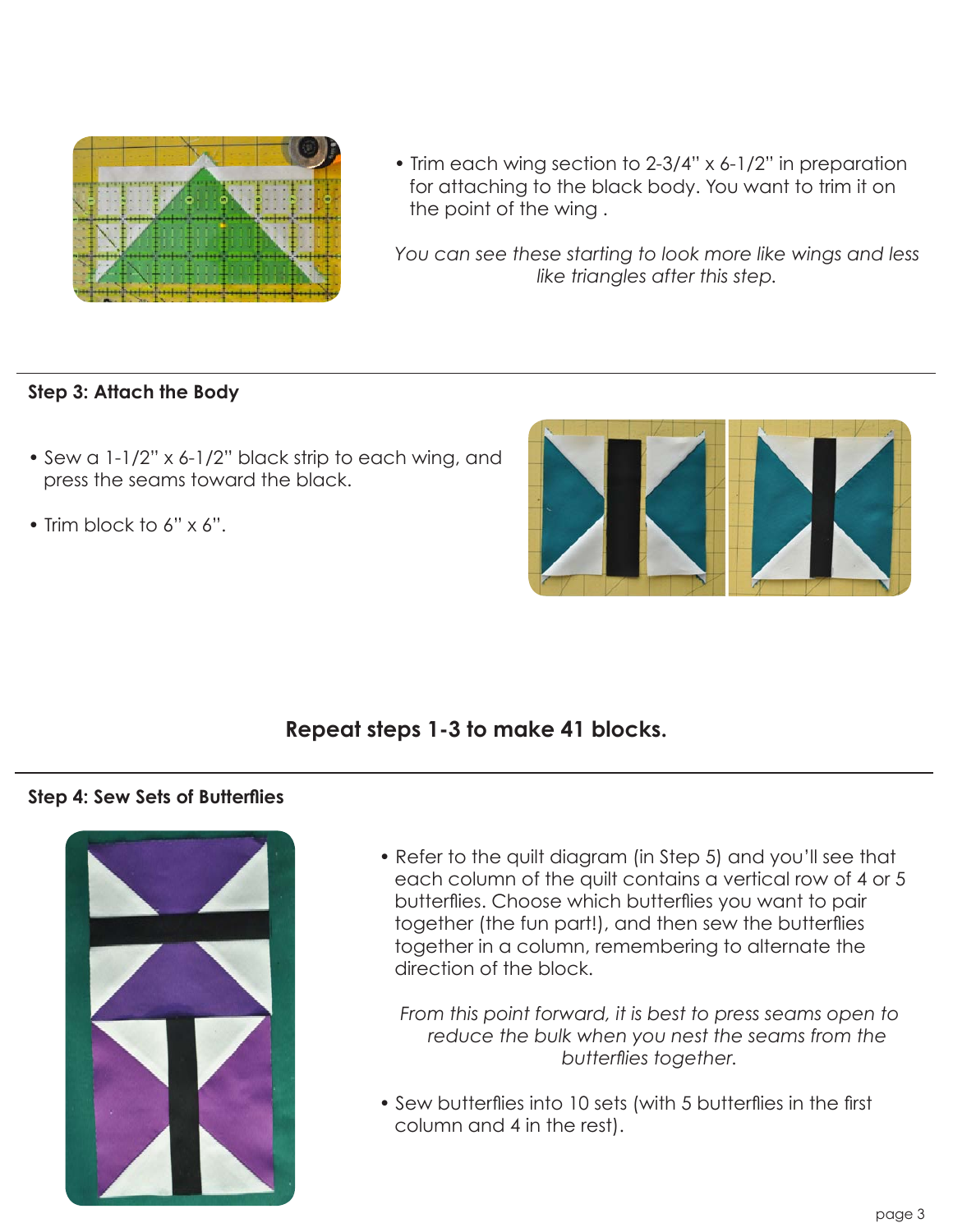- Trim each wing section to 2-3/4" x 6-1/2" in preparation for attaching to the black body. You want to trim it on the point of the wing .

*You can see these starting to look more like wings and less like triangles after this step.*

---

**Step 3: Attach the Body**

- Sew a 1-1/2" x 6-1/2" black strip to each wing, and press the seams toward the black.
- Trim block to 6" x 6".

**Repeat steps 1-3 to make 41 blocks.**

---

**Step 4: Sew Sets of Butterflies**

- Refer to the quilt diagram (in Step 5) and you'll see that each column of the quilt contains a vertical row of 4 or 5 butterflies. Choose which butterflies you want to pair together (the fun part!), and then sew the butterflies together in a column, remembering to alternate the direction of the block.

*From this point forward, it is best to press seams open to reduce the bulk when you nest the seams from the butterflies together.*

- Sew butterflies into 10 sets (with 5 butterflies in the first column and 4 in the rest).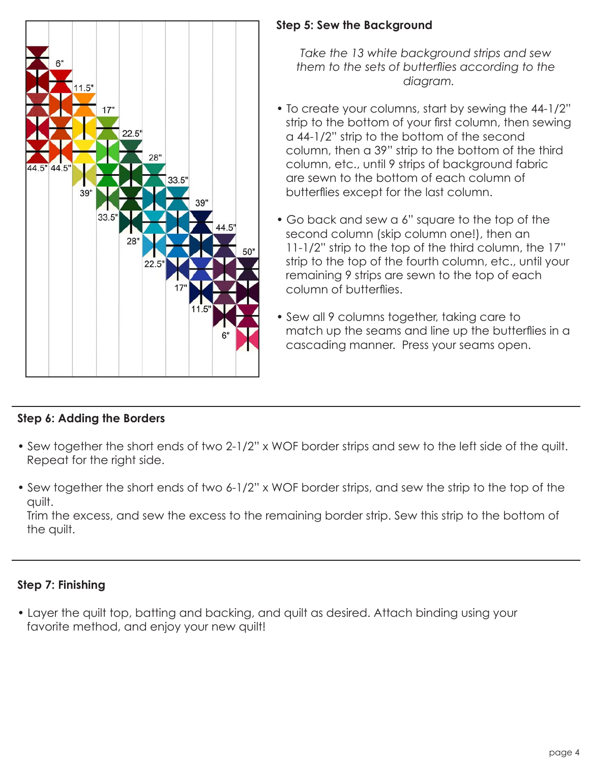6"
11.5"
17"
22.5"
28"
33.5"
39"
44.5"
50"
44.5" 44.5"
39"
33.5"
28"
22.5"
17"
11.5"
6"

**Step 5: Sew the Background**

*Take the 13 white background strips and sew them to the sets of butterflies according to the diagram.*

- To create your columns, start by sewing the 44-1/2" strip to the bottom of your first column, then sewing a 44-1/2" strip to the bottom of the second column, then a 39" strip to the bottom of the third column, etc., until 9 strips of background fabric are sewn to the bottom of each column of butterflies except for the last column.
- Go back and sew a 6" square to the top of the second column (skip column one!), then an 11-1/2" strip to the top of the third column, the 17" strip to the top of the fourth column, etc., until your remaining 9 strips are sewn to the top of each column of butterflies.
- Sew all 9 columns together, taking care to match up the seams and line up the butterflies in a cascading manner. Press your seams open.

**Step 6: Adding the Borders**

- Sew together the short ends of two 2-1/2" x WOF border strips and sew to the left side of the quilt. Repeat for the right side.
- Sew together the short ends of two 6-1/2" x WOF border strips, and sew the strip to the top of the quilt.
  Trim the excess, and sew the excess to the remaining border strip. Sew this strip to the bottom of the quilt.

**Step 7: Finishing**

- Layer the quilt top, batting and backing, and quilt as desired. Attach binding using your favorite method, and enjoy your new quilt!